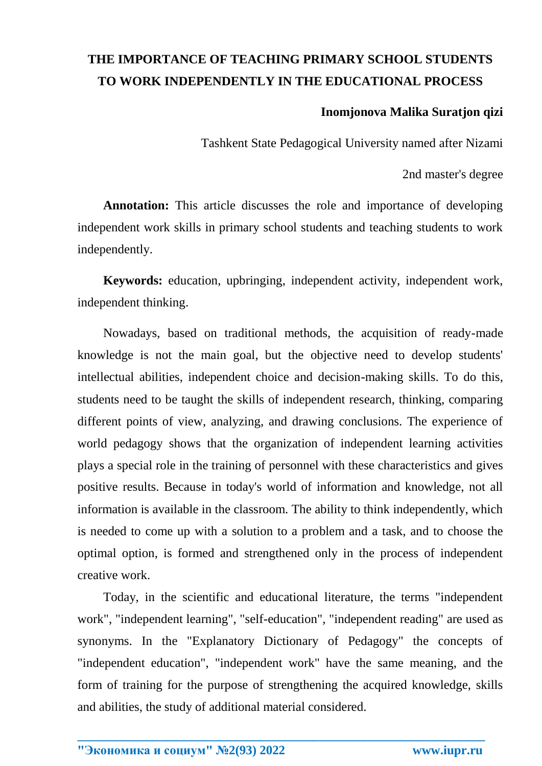# THE IMPORTANCE OF TEACHING PRIMARY SCHOOL STUDENTS TO WORK INDEPENDENTLY IN THE EDUCATIONAL PROCESS

**Inomjonova Malika Suratjon qizi**

Tashkent State Pedagogical University named after Nizami

2nd master's degree

**Annotation:** This article discusses the role and importance of developing independent work skills in primary school students and teaching students to work independently.

**Keywords:** education, upbringing, independent activity, independent work, independent thinking.

Nowadays, based on traditional methods, the acquisition of ready-made knowledge is not the main goal, but the objective need to develop students' intellectual abilities, independent choice and decision-making skills. To do this, students need to be taught the skills of independent research, thinking, comparing different points of view, analyzing, and drawing conclusions. The experience of world pedagogy shows that the organization of independent learning activities plays a special role in the training of personnel with these characteristics and gives positive results. Because in today's world of information and knowledge, not all information is available in the classroom. The ability to think independently, which is needed to come up with a solution to a problem and a task, and to choose the optimal option, is formed and strengthened only in the process of independent creative work.

Today, in the scientific and educational literature, the terms "independent work", "independent learning", "self-education", "independent reading" are used as synonyms. In the "Explanatory Dictionary of Pedagogy" the concepts of "independent education", "independent work" have the same meaning, and the form of training for the purpose of strengthening the acquired knowledge, skills and abilities, the study of additional material considered.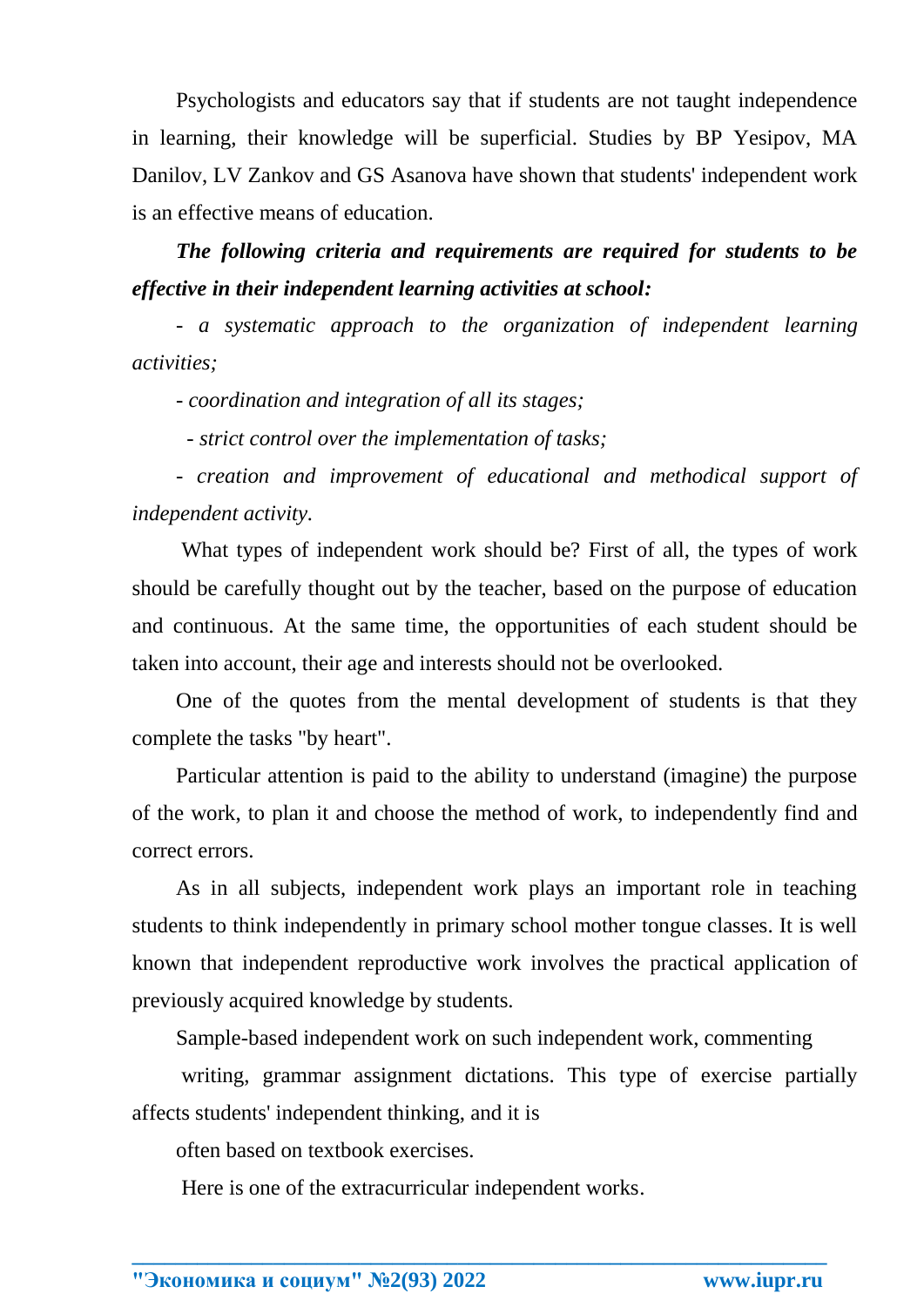Psychologists and educators say that if students are not taught independence in learning, their knowledge will be superficial. Studies by BP Yesipov, MA Danilov, LV Zankov and GS Asanova have shown that students' independent work is an effective means of education.

***The following criteria and requirements are required for students to be effective in their independent learning activities at school:***

*- a systematic approach to the organization of independent learning activities;*

*- coordination and integration of all its stages;*

*- strict control over the implementation of tasks;*

*- creation and improvement of educational and methodical support of independent activity.*

What types of independent work should be? First of all, the types of work should be carefully thought out by the teacher, based on the purpose of education and continuous. At the same time, the opportunities of each student should be taken into account, their age and interests should not be overlooked.

One of the quotes from the mental development of students is that they complete the tasks "by heart".

Particular attention is paid to the ability to understand (imagine) the purpose of the work, to plan it and choose the method of work, to independently find and correct errors.

As in all subjects, independent work plays an important role in teaching students to think independently in primary school mother tongue classes. It is well known that independent reproductive work involves the practical application of previously acquired knowledge by students.

Sample-based independent work on such independent work, commenting

writing, grammar assignment dictations. This type of exercise partially affects students' independent thinking, and it is

often based on textbook exercises.

Here is one of the extracurricular independent works.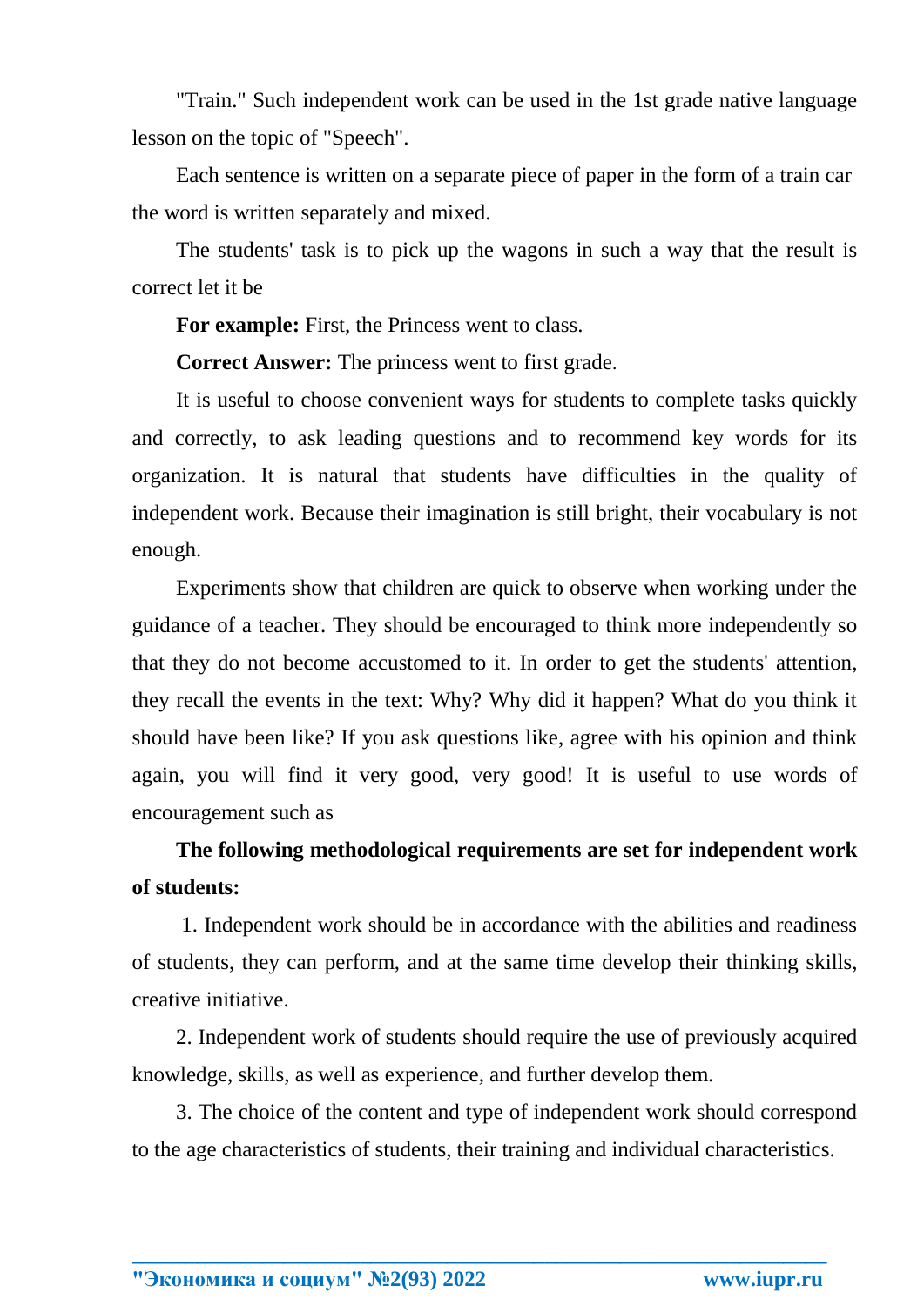"Train." Such independent work can be used in the 1st grade native language lesson on the topic of "Speech".

Each sentence is written on a separate piece of paper in the form of a train car the word is written separately and mixed.

The students' task is to pick up the wagons in such a way that the result is correct let it be

**For example:** First, the Princess went to class.

**Correct Answer:** The princess went to first grade.

It is useful to choose convenient ways for students to complete tasks quickly and correctly, to ask leading questions and to recommend key words for its organization. It is natural that students have difficulties in the quality of independent work. Because their imagination is still bright, their vocabulary is not enough.

Experiments show that children are quick to observe when working under the guidance of a teacher. They should be encouraged to think more independently so that they do not become accustomed to it. In order to get the students' attention, they recall the events in the text: Why? Why did it happen? What do you think it should have been like? If you ask questions like, agree with his opinion and think again, you will find it very good, very good! It is useful to use words of encouragement such as

**The following methodological requirements are set for independent work of students:**

1. Independent work should be in accordance with the abilities and readiness of students, they can perform, and at the same time develop their thinking skills, creative initiative.

2. Independent work of students should require the use of previously acquired knowledge, skills, as well as experience, and further develop them.

3. The choice of the content and type of independent work should correspond to the age characteristics of students, their training and individual characteristics.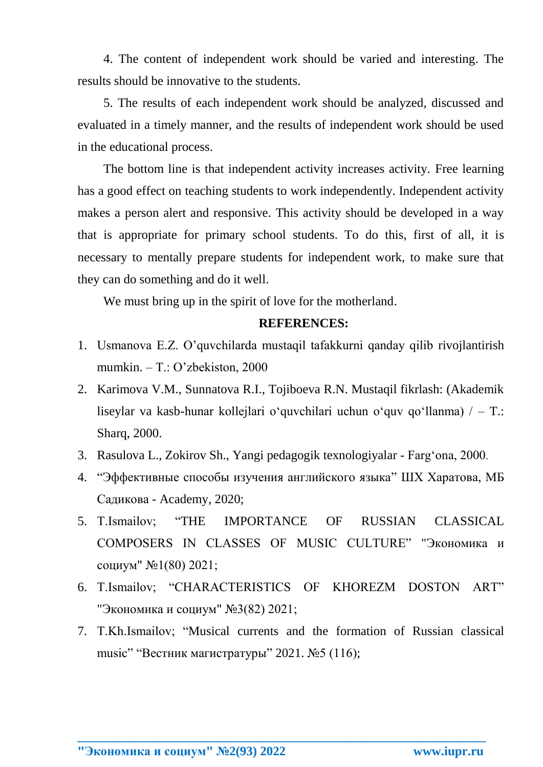4. The content of independent work should be varied and interesting. The results should be innovative to the students.

5. The results of each independent work should be analyzed, discussed and evaluated in a timely manner, and the results of independent work should be used in the educational process.

The bottom line is that independent activity increases activity. Free learning has a good effect on teaching students to work independently. Independent activity makes a person alert and responsive. This activity should be developed in a way that is appropriate for primary school students. To do this, first of all, it is necessary to mentally prepare students for independent work, to make sure that they can do something and do it well.

We must bring up in the spirit of love for the motherland.

**REFERENCES:**

1. Usmanova E.Z. O'quvchilarda mustaqil tafakkurni qanday qilib rivojlantirish mumkin. – T.: O'zbekiston, 2000
2. Karimova V.M., Sunnatova R.I., Tojiboeva R.N. Mustaqil fikrlash: (Akademik liseylar va kasb-hunar kollejlari o'quvchilari uchun o'quv qo'llanma) / – T.: Sharq, 2000.
3. Rasulova L., Zokirov Sh., Yangi pedagogik texnologiyalar - Farg'ona, 2000.
4. "Эффективные способы изучения английского языка" ШХ Харатова, МБ Садикова - Academy, 2020;
5. T.Ismailov; "THE IMPORTANCE OF RUSSIAN CLASSICAL COMPOSERS IN CLASSES OF MUSIC CULTURE" "Экономика и социум" №1(80) 2021;
6. T.Ismailov; "CHARACTERISTICS OF KHOREZM DOSTON ART" "Экономика и социум" №3(82) 2021;
7. T.Kh.Ismailov; "Musical currents and the formation of Russian classical music" "Вестник магистратуры" 2021. №5 (116);